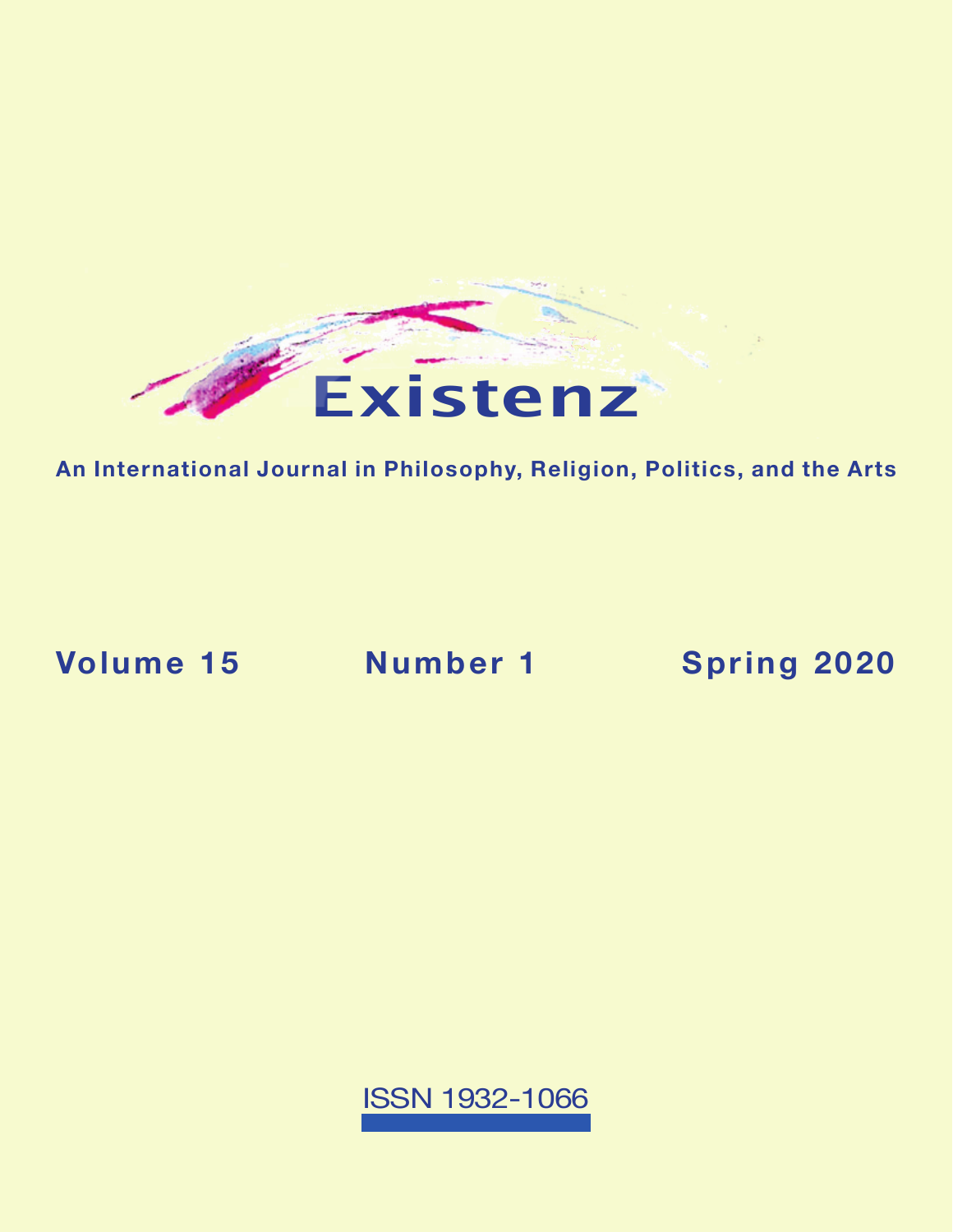# Existenz

**An International Journal in Philosophy, Religion, Politics, and the Arts**

**Volume 15** **Number 1** **Spring 2020**

ISSN 1932-1066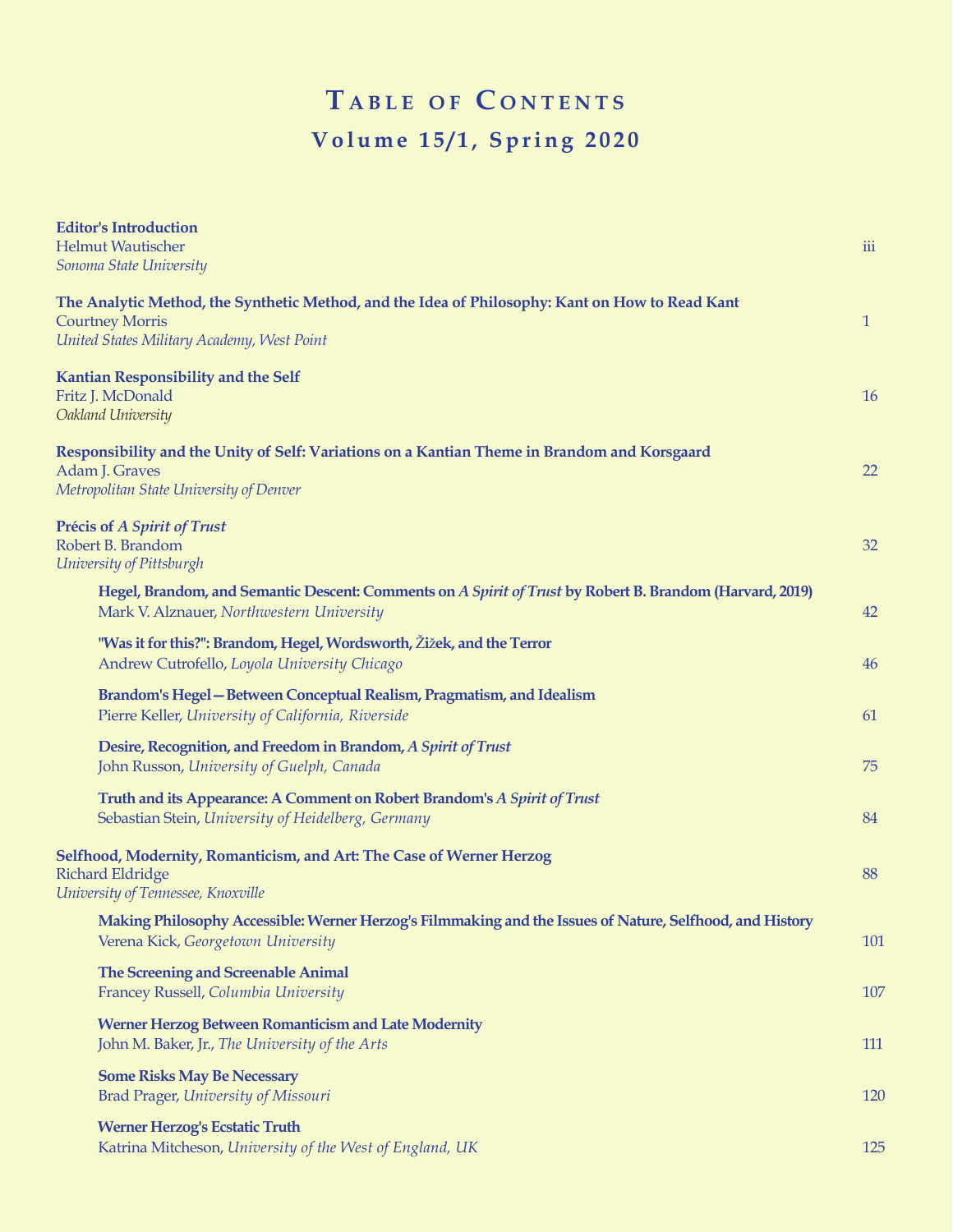# Table of Contents

## Volume 15/1, Spring 2020

**Editor's Introduction**
Helmut Wautischer
*Sonoma State University* — iii

**The Analytic Method, the Synthetic Method, and the Idea of Philosophy: Kant on How to Read Kant**
Courtney Morris
*United States Military Academy, West Point* — 1

**Kantian Responsibility and the Self**
Fritz J. McDonald
*Oakland University* — 16

**Responsibility and the Unity of Self: Variations on a Kantian Theme in Brandom and Korsgaard**
Adam J. Graves
*Metropolitan State University of Denver* — 22

**Précis of *A Spirit of Trust***
Robert B. Brandom
*University of Pittsburgh* — 32

- **Hegel, Brandom, and Semantic Descent: Comments on *A Spirit of Trust* by Robert B. Brandom (Harvard, 2019)**
  Mark V. Alznauer, *Northwestern University* — 42
- **"Was it for this?": Brandom, Hegel, Wordsworth, Žižek, and the Terror**
  Andrew Cutrofello, *Loyola University Chicago* — 46
- **Brandom's Hegel—Between Conceptual Realism, Pragmatism, and Idealism**
  Pierre Keller, *University of California, Riverside* — 61
- **Desire, Recognition, and Freedom in Brandom, *A Spirit of Trust***
  John Russon, *University of Guelph, Canada* — 75
- **Truth and its Appearance: A Comment on Robert Brandom's *A Spirit of Trust***
  Sebastian Stein, *University of Heidelberg, Germany* — 84

**Selfhood, Modernity, Romanticism, and Art: The Case of Werner Herzog**
Richard Eldridge
*University of Tennessee, Knoxville* — 88

- **Making Philosophy Accessible: Werner Herzog's Filmmaking and the Issues of Nature, Selfhood, and History**
  Verena Kick, *Georgetown University* — 101
- **The Screening and Screenable Animal**
  Francey Russell, *Columbia University* — 107
- **Werner Herzog Between Romanticism and Late Modernity**
  John M. Baker, Jr., *The University of the Arts* — 111
- **Some Risks May Be Necessary**
  Brad Prager, *University of Missouri* — 120
- **Werner Herzog's Ecstatic Truth**
  Katrina Mitcheson, *University of the West of England, UK* — 125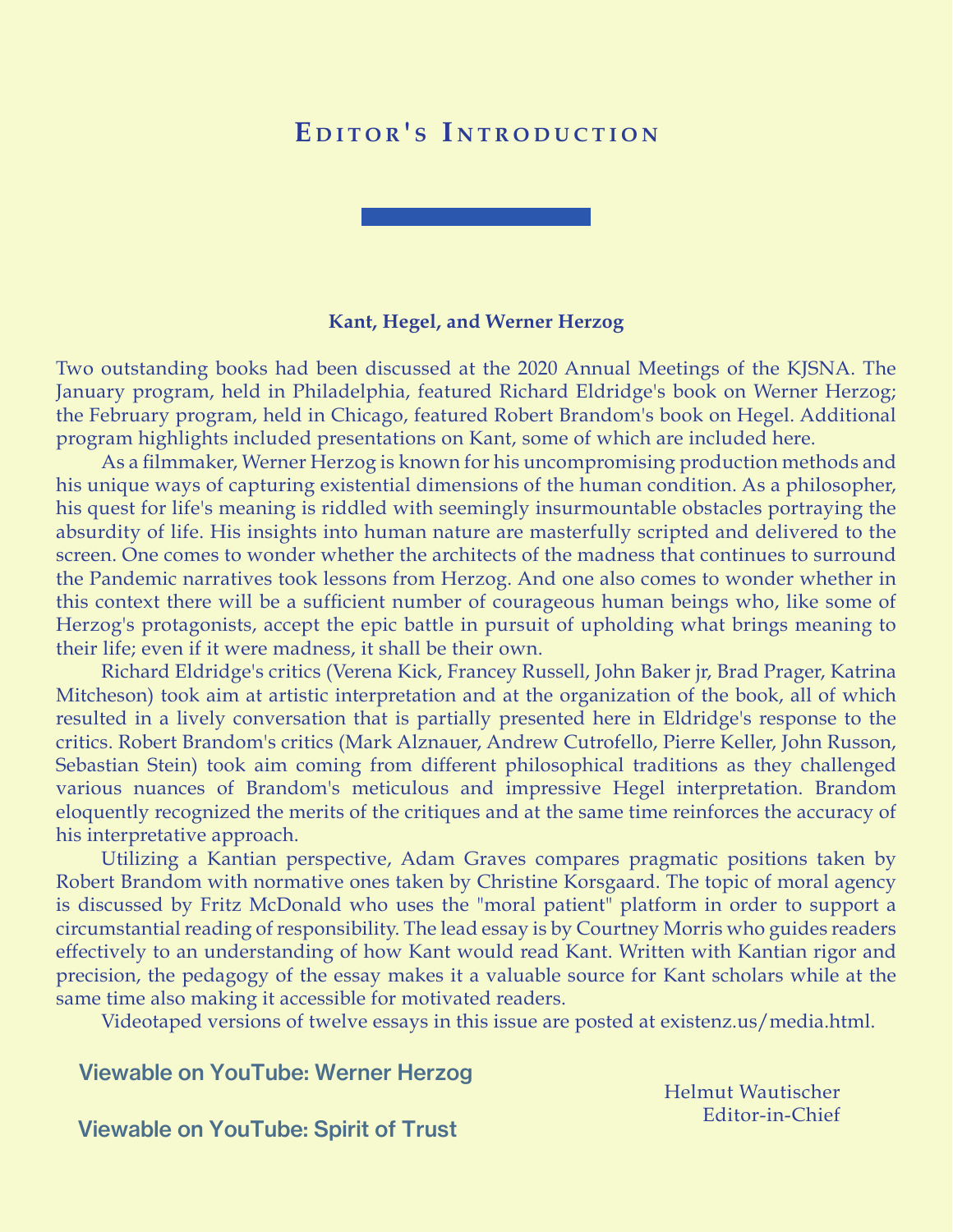# Editor's Introduction

### Kant, Hegel, and Werner Herzog

Two outstanding books had been discussed at the 2020 Annual Meetings of the KJSNA. The January program, held in Philadelphia, featured Richard Eldridge's book on Werner Herzog; the February program, held in Chicago, featured Robert Brandom's book on Hegel. Additional program highlights included presentations on Kant, some of which are included here.

As a filmmaker, Werner Herzog is known for his uncompromising production methods and his unique ways of capturing existential dimensions of the human condition. As a philosopher, his quest for life's meaning is riddled with seemingly insurmountable obstacles portraying the absurdity of life. His insights into human nature are masterfully scripted and delivered to the screen. One comes to wonder whether the architects of the madness that continues to surround the Pandemic narratives took lessons from Herzog. And one also comes to wonder whether in this context there will be a sufficient number of courageous human beings who, like some of Herzog's protagonists, accept the epic battle in pursuit of upholding what brings meaning to their life; even if it were madness, it shall be their own.

Richard Eldridge's critics (Verena Kick, Francey Russell, John Baker jr, Brad Prager, Katrina Mitcheson) took aim at artistic interpretation and at the organization of the book, all of which resulted in a lively conversation that is partially presented here in Eldridge's response to the critics. Robert Brandom's critics (Mark Alznauer, Andrew Cutrofello, Pierre Keller, John Russon, Sebastian Stein) took aim coming from different philosophical traditions as they challenged various nuances of Brandom's meticulous and impressive Hegel interpretation. Brandom eloquently recognized the merits of the critiques and at the same time reinforces the accuracy of his interpretative approach.

Utilizing a Kantian perspective, Adam Graves compares pragmatic positions taken by Robert Brandom with normative ones taken by Christine Korsgaard. The topic of moral agency is discussed by Fritz McDonald who uses the "moral patient" platform in order to support a circumstantial reading of responsibility. The lead essay is by Courtney Morris who guides readers effectively to an understanding of how Kant would read Kant. Written with Kantian rigor and precision, the pedagogy of the essay makes it a valuable source for Kant scholars while at the same time also making it accessible for motivated readers.

Videotaped versions of twelve essays in this issue are posted at existenz.us/media.html.

**Viewable on YouTube: Werner Herzog**

**Viewable on YouTube: Spirit of Trust**

Helmut Wautischer
Editor-in-Chief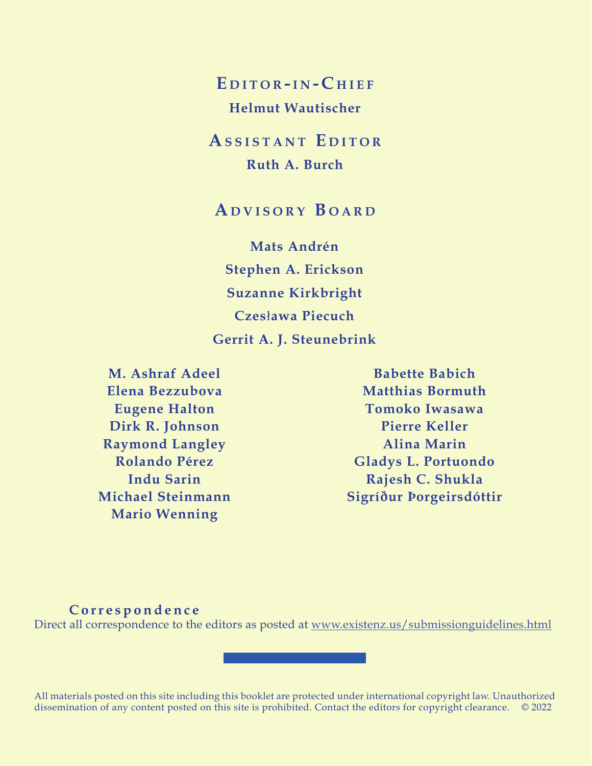## Editor-in-Chief

**Helmut Wautischer**

## Assistant Editor

**Ruth A. Burch**

## Advisory Board

**Mats Andrén**

**Stephen A. Erickson**

**Suzanne Kirkbright**

**Czesława Piecuch**

**Gerrit A. J. Steunebrink**

**M. Ashraf Adeel**
**Elena Bezzubova**
**Eugene Halton**
**Dirk R. Johnson**
**Raymond Langley**
**Rolando Pérez**
**Indu Sarin**
**Michael Steinmann**
**Mario Wenning**

**Babette Babich**
**Matthias Bormuth**
**Tomoko Iwasawa**
**Pierre Keller**
**Alina Marin**
**Gladys L. Portuondo**
**Rajesh C. Shukla**
**Sigríður Þorgeirsdóttir**

**Correspondence**

Direct all correspondence to the editors as posted at www.existenz.us/submissionguidelines.html

All materials posted on this site including this booklet are protected under international copyright law. Unauthorized dissemination of any content posted on this site is prohibited. Contact the editors for copyright clearance. © 2022